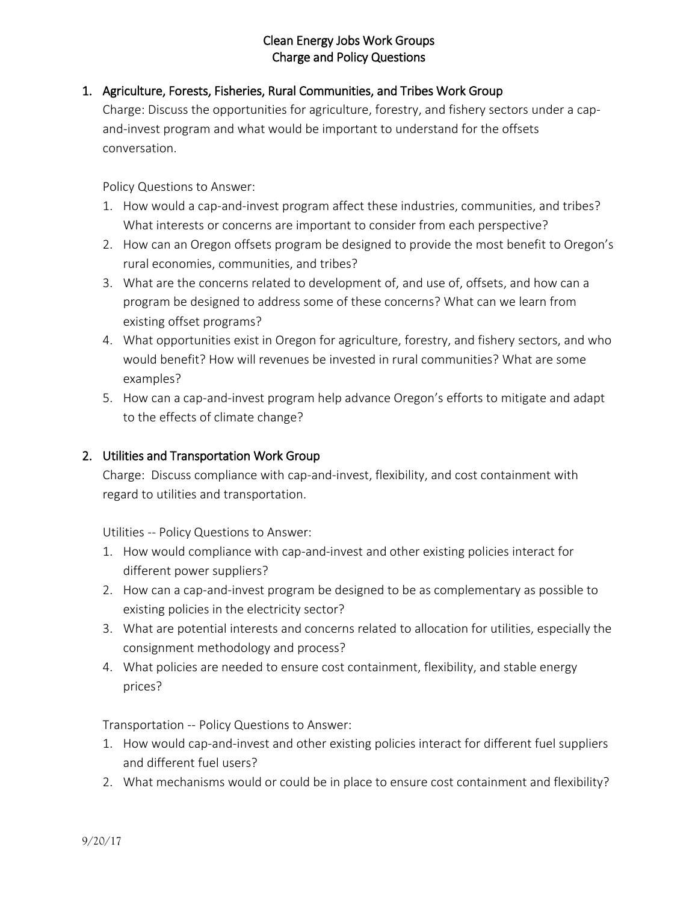# Clean Energy Jobs Work Groups
# Charge and Policy Questions

## 1. Agriculture, Forests, Fisheries, Rural Communities, and Tribes Work Group

Charge: Discuss the opportunities for agriculture, forestry, and fishery sectors under a cap-and-invest program and what would be important to understand for the offsets conversation.

Policy Questions to Answer:

1. How would a cap-and-invest program affect these industries, communities, and tribes? What interests or concerns are important to consider from each perspective?
2. How can an Oregon offsets program be designed to provide the most benefit to Oregon's rural economies, communities, and tribes?
3. What are the concerns related to development of, and use of, offsets, and how can a program be designed to address some of these concerns? What can we learn from existing offset programs?
4. What opportunities exist in Oregon for agriculture, forestry, and fishery sectors, and who would benefit? How will revenues be invested in rural communities? What are some examples?
5. How can a cap-and-invest program help advance Oregon's efforts to mitigate and adapt to the effects of climate change?

## 2. Utilities and Transportation Work Group

Charge: Discuss compliance with cap-and-invest, flexibility, and cost containment with regard to utilities and transportation.

Utilities -- Policy Questions to Answer:

1. How would compliance with cap-and-invest and other existing policies interact for different power suppliers?
2. How can a cap-and-invest program be designed to be as complementary as possible to existing policies in the electricity sector?
3. What are potential interests and concerns related to allocation for utilities, especially the consignment methodology and process?
4. What policies are needed to ensure cost containment, flexibility, and stable energy prices?

Transportation -- Policy Questions to Answer:

1. How would cap-and-invest and other existing policies interact for different fuel suppliers and different fuel users?
2. What mechanisms would or could be in place to ensure cost containment and flexibility?

9/20/17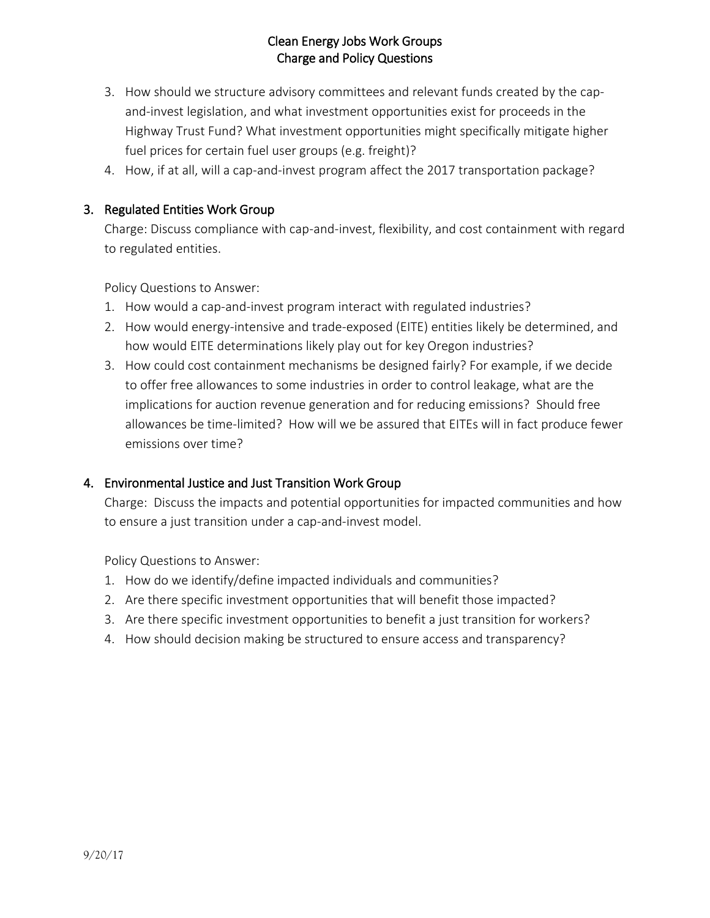3. How should we structure advisory committees and relevant funds created by the cap-and-invest legislation, and what investment opportunities exist for proceeds in the Highway Trust Fund? What investment opportunities might specifically mitigate higher fuel prices for certain fuel user groups (e.g. freight)?
4. How, if at all, will a cap-and-invest program affect the 2017 transportation package?

## 3. Regulated Entities Work Group

Charge: Discuss compliance with cap-and-invest, flexibility, and cost containment with regard to regulated entities.

Policy Questions to Answer:

1. How would a cap-and-invest program interact with regulated industries?
2. How would energy-intensive and trade-exposed (EITE) entities likely be determined, and how would EITE determinations likely play out for key Oregon industries?
3. How could cost containment mechanisms be designed fairly? For example, if we decide to offer free allowances to some industries in order to control leakage, what are the implications for auction revenue generation and for reducing emissions? Should free allowances be time-limited? How will we be assured that EITEs will in fact produce fewer emissions over time?

## 4. Environmental Justice and Just Transition Work Group

Charge: Discuss the impacts and potential opportunities for impacted communities and how to ensure a just transition under a cap-and-invest model.

Policy Questions to Answer:

1. How do we identify/define impacted individuals and communities?
2. Are there specific investment opportunities that will benefit those impacted?
3. Are there specific investment opportunities to benefit a just transition for workers?
4. How should decision making be structured to ensure access and transparency?